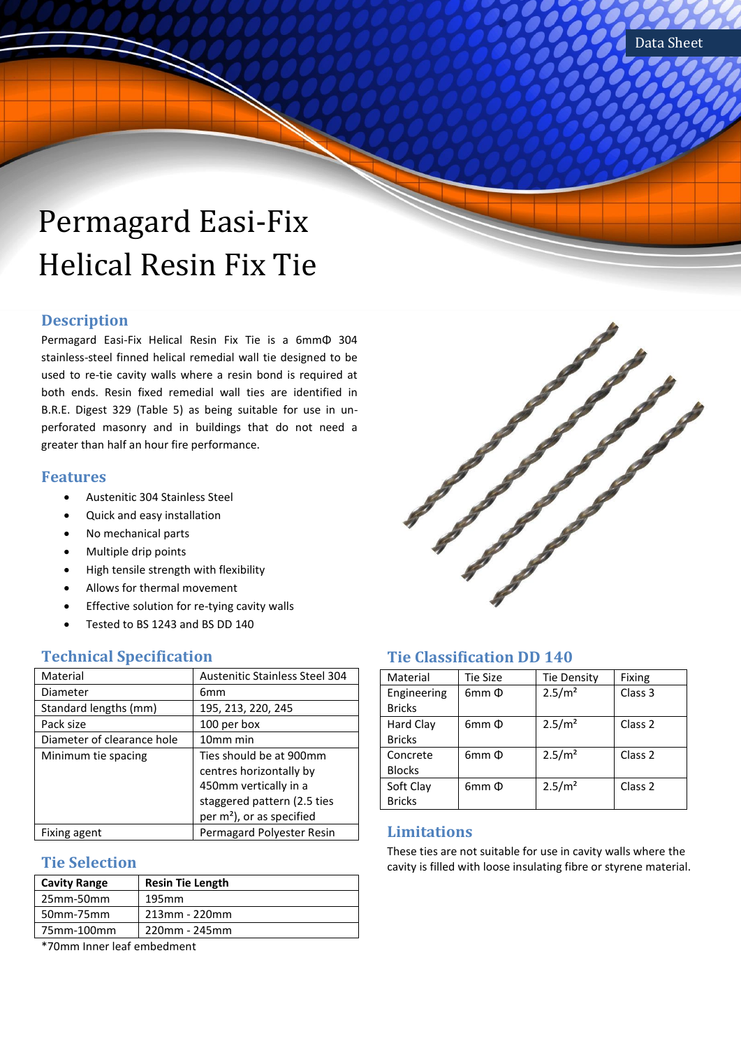Data Sheet

# Permagard Easi-Fix Helical Resin Fix Tie

## Description

Permagard Easi-Fix Helical Resin Fix Tie is a 6mmΦ 304 stainless-steel finned helical remedial wall tie designed to be used to re-tie cavity walls where a resin bond is required at both ends. Resin fixed remedial wall ties are identified in B.R.E. Digest 329 (Table 5) as being suitable for use in un-perforated masonry and in buildings that do not need a greater than half an hour fire performance.

## Features

- Austenitic 304 Stainless Steel
- Quick and easy installation
- No mechanical parts
- Multiple drip points
- High tensile strength with flexibility
- Allows for thermal movement
- Effective solution for re-tying cavity walls
- Tested to BS 1243 and BS DD 140

## Technical Specification

| Material | Austenitic Stainless Steel 304 |
|---|---|
| Diameter | 6mm |
| Standard lengths (mm) | 195, 213, 220, 245 |
| Pack size | 100 per box |
| Diameter of clearance hole | 10mm min |
| Minimum tie spacing | Ties should be at 900mm centres horizontally by 450mm vertically in a staggered pattern (2.5 ties per m²), or as specified |
| Fixing agent | Permagard Polyester Resin |

## Tie Selection

| Cavity Range | Resin Tie Length |
|---|---|
| 25mm-50mm | 195mm |
| 50mm-75mm | 213mm - 220mm |
| 75mm-100mm | 220mm - 245mm |

*70mm Inner leaf embedment

## Tie Classification DD 140

| Material | Tie Size | Tie Density | Fixing |
|---|---|---|---|
| Engineering Bricks | 6mm Φ | 2.5/m² | Class 3 |
| Hard Clay Bricks | 6mm Φ | 2.5/m² | Class 2 |
| Concrete Blocks | 6mm Φ | 2.5/m² | Class 2 |
| Soft Clay Bricks | 6mm Φ | 2.5/m² | Class 2 |

## Limitations

These ties are not suitable for use in cavity walls where the cavity is filled with loose insulating fibre or styrene material.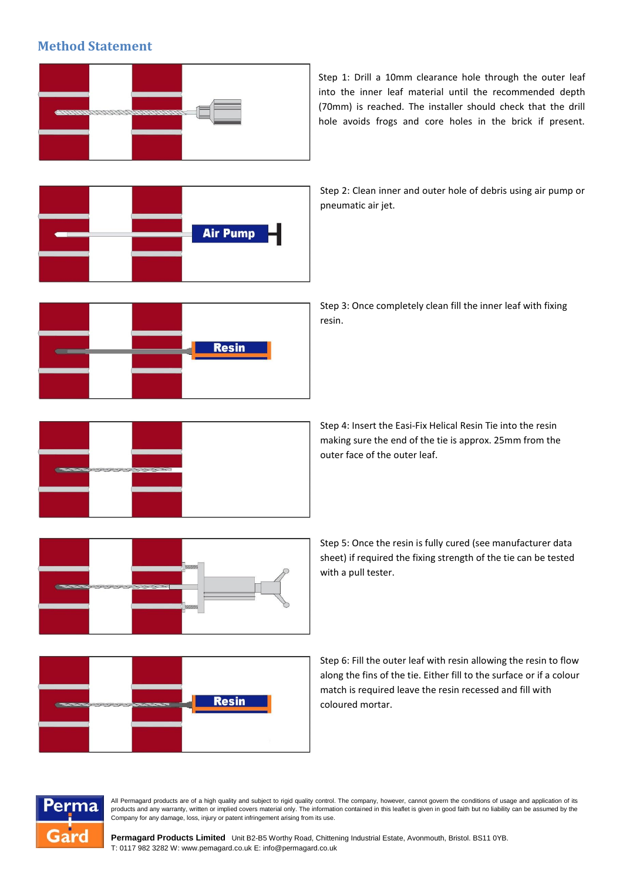## Method Statement

Step 1: Drill a 10mm clearance hole through the outer leaf into the inner leaf material until the recommended depth (70mm) is reached. The installer should check that the drill hole avoids frogs and core holes in the brick if present.

Air Pump

Step 2: Clean inner and outer hole of debris using air pump or pneumatic air jet.

Resin

Step 3: Once completely clean fill the inner leaf with fixing resin.

Step 4: Insert the Easi-Fix Helical Resin Tie into the resin making sure the end of the tie is approx. 25mm from the outer face of the outer leaf.

Step 5: Once the resin is fully cured (see manufacturer data sheet) if required the fixing strength of the tie can be tested with a pull tester.

Resin

Step 6: Fill the outer leaf with resin allowing the resin to flow along the fins of the tie. Either fill to the surface or if a colour match is required leave the resin recessed and fill with coloured mortar.

Perma Gard

All Permagard products are of a high quality and subject to rigid quality control. The company, however, cannot govern the conditions of usage and application of its products and any warranty, written or implied covers material only. The information contained in this leaflet is given in good faith but no liability can be assumed by the Company for any damage, loss, injury or patent infringement arising from its use.

**Permagard Products Limited** Unit B2-B5 Worthy Road, Chittening Industrial Estate, Avonmouth, Bristol. BS11 0YB.
T: 0117 982 3282 W: www.pemagard.co.uk E: info@permagard.co.uk